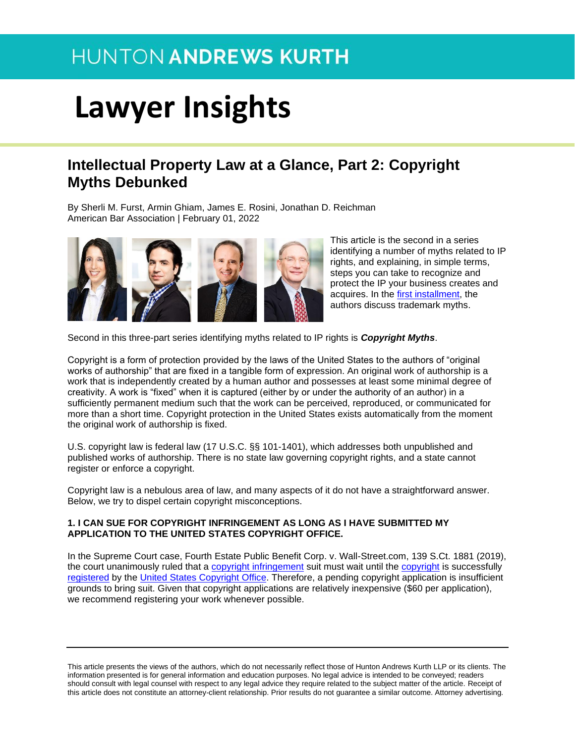# Lawyer Insights

## Intellectual Property Law at a Glance, Part 2: Copyright Myths Debunked

By Sherli M. Furst, Armin Ghiam, James E. Rosini, Jonathan D. Reichman
American Bar Association | February 01, 2022

This article is the second in a series identifying a number of myths related to IP rights, and explaining, in simple terms, steps you can take to recognize and protect the IP your business creates and acquires. In the first installment, the authors discuss trademark myths.

Second in this three-part series identifying myths related to IP rights is ***Copyright Myths***.

Copyright is a form of protection provided by the laws of the United States to the authors of "original works of authorship" that are fixed in a tangible form of expression. An original work of authorship is a work that is independently created by a human author and possesses at least some minimal degree of creativity. A work is "fixed" when it is captured (either by or under the authority of an author) in a sufficiently permanent medium such that the work can be perceived, reproduced, or communicated for more than a short time. Copyright protection in the United States exists automatically from the moment the original work of authorship is fixed.

U.S. copyright law is federal law (17 U.S.C. §§ 101-1401), which addresses both unpublished and published works of authorship. There is no state law governing copyright rights, and a state cannot register or enforce a copyright.

Copyright law is a nebulous area of law, and many aspects of it do not have a straightforward answer. Below, we try to dispel certain copyright misconceptions.

**1. I CAN SUE FOR COPYRIGHT INFRINGEMENT AS LONG AS I HAVE SUBMITTED MY APPLICATION TO THE UNITED STATES COPYRIGHT OFFICE.**

In the Supreme Court case, Fourth Estate Public Benefit Corp. v. Wall-Street.com, 139 S.Ct. 1881 (2019), the court unanimously ruled that a copyright infringement suit must wait until the copyright is successfully registered by the United States Copyright Office. Therefore, a pending copyright application is insufficient grounds to bring suit. Given that copyright applications are relatively inexpensive ($60 per application), we recommend registering your work whenever possible.

---

This article presents the views of the authors, which do not necessarily reflect those of Hunton Andrews Kurth LLP or its clients. The information presented is for general information and education purposes. No legal advice is intended to be conveyed; readers should consult with legal counsel with respect to any legal advice they require related to the subject matter of the article. Receipt of this article does not constitute an attorney-client relationship. Prior results do not guarantee a similar outcome. Attorney advertising.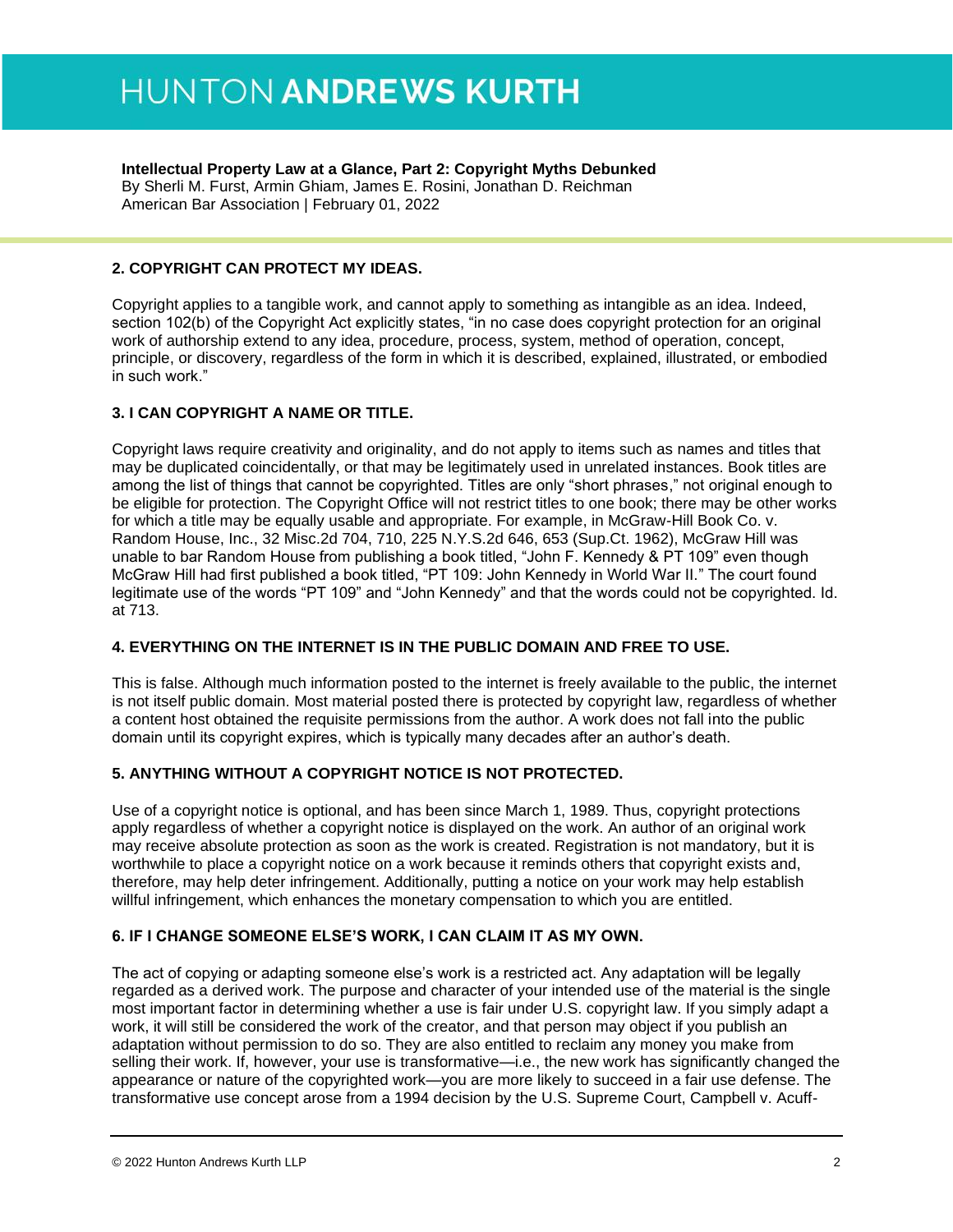**Intellectual Property Law at a Glance, Part 2: Copyright Myths Debunked**
By Sherli M. Furst, Armin Ghiam, James E. Rosini, Jonathan D. Reichman
American Bar Association | February 01, 2022

### 2. COPYRIGHT CAN PROTECT MY IDEAS.

Copyright applies to a tangible work, and cannot apply to something as intangible as an idea. Indeed, section 102(b) of the Copyright Act explicitly states, "in no case does copyright protection for an original work of authorship extend to any idea, procedure, process, system, method of operation, concept, principle, or discovery, regardless of the form in which it is described, explained, illustrated, or embodied in such work."

### 3. I CAN COPYRIGHT A NAME OR TITLE.

Copyright laws require creativity and originality, and do not apply to items such as names and titles that may be duplicated coincidentally, or that may be legitimately used in unrelated instances. Book titles are among the list of things that cannot be copyrighted. Titles are only "short phrases," not original enough to be eligible for protection. The Copyright Office will not restrict titles to one book; there may be other works for which a title may be equally usable and appropriate. For example, in McGraw-Hill Book Co. v. Random House, Inc., 32 Misc.2d 704, 710, 225 N.Y.S.2d 646, 653 (Sup.Ct. 1962), McGraw Hill was unable to bar Random House from publishing a book titled, "John F. Kennedy & PT 109" even though McGraw Hill had first published a book titled, "PT 109: John Kennedy in World War II." The court found legitimate use of the words "PT 109" and "John Kennedy" and that the words could not be copyrighted. Id. at 713.

### 4. EVERYTHING ON THE INTERNET IS IN THE PUBLIC DOMAIN AND FREE TO USE.

This is false. Although much information posted to the internet is freely available to the public, the internet is not itself public domain. Most material posted there is protected by copyright law, regardless of whether a content host obtained the requisite permissions from the author. A work does not fall into the public domain until its copyright expires, which is typically many decades after an author's death.

### 5. ANYTHING WITHOUT A COPYRIGHT NOTICE IS NOT PROTECTED.

Use of a copyright notice is optional, and has been since March 1, 1989. Thus, copyright protections apply regardless of whether a copyright notice is displayed on the work. An author of an original work may receive absolute protection as soon as the work is created. Registration is not mandatory, but it is worthwhile to place a copyright notice on a work because it reminds others that copyright exists and, therefore, may help deter infringement. Additionally, putting a notice on your work may help establish willful infringement, which enhances the monetary compensation to which you are entitled.

### 6. IF I CHANGE SOMEONE ELSE'S WORK, I CAN CLAIM IT AS MY OWN.

The act of copying or adapting someone else's work is a restricted act. Any adaptation will be legally regarded as a derived work. The purpose and character of your intended use of the material is the single most important factor in determining whether a use is fair under U.S. copyright law. If you simply adapt a work, it will still be considered the work of the creator, and that person may object if you publish an adaptation without permission to do so. They are also entitled to reclaim any money you make from selling their work. If, however, your use is transformative—i.e., the new work has significantly changed the appearance or nature of the copyrighted work—you are more likely to succeed in a fair use defense. The transformative use concept arose from a 1994 decision by the U.S. Supreme Court, Campbell v. Acuff-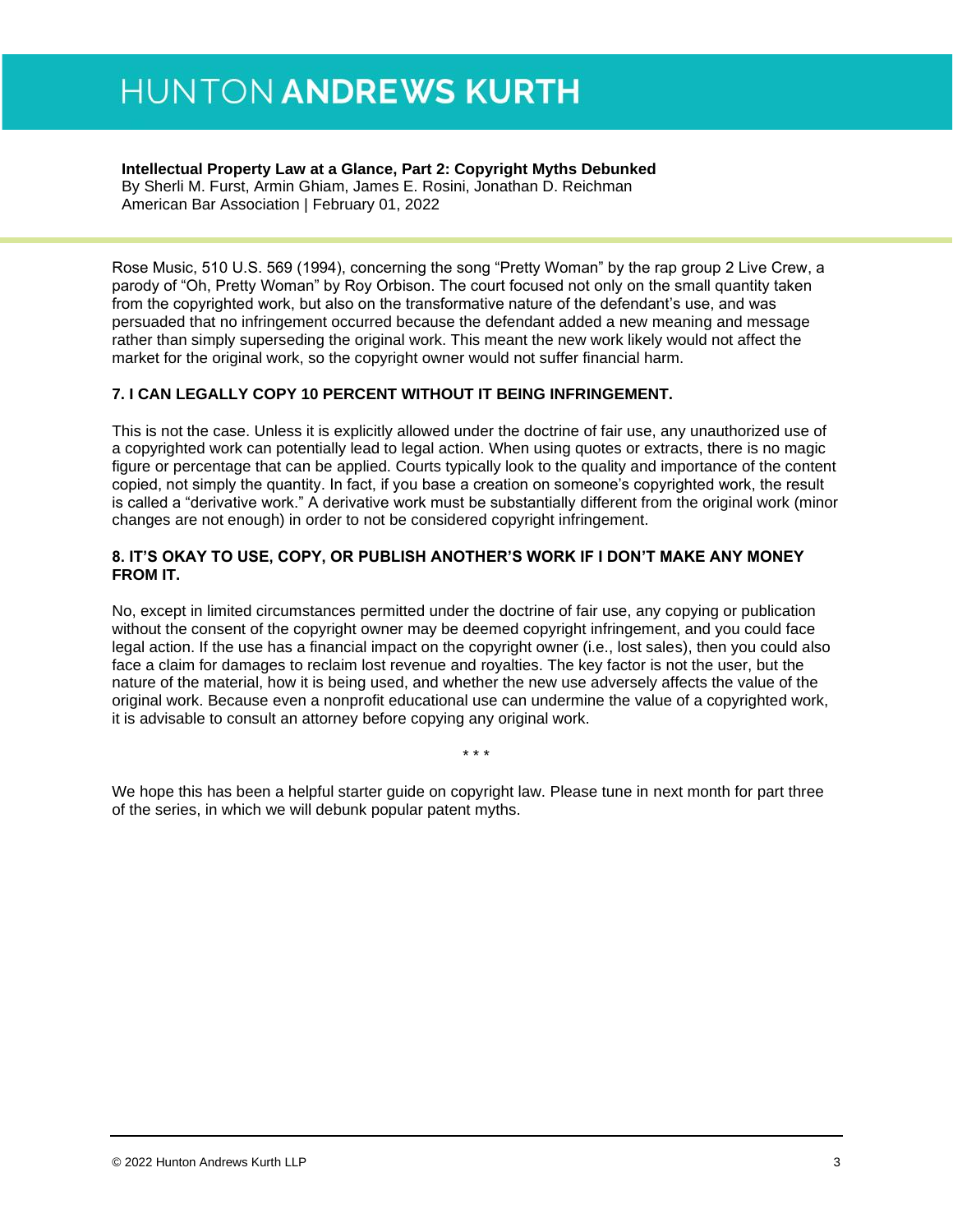Rose Music, 510 U.S. 569 (1994), concerning the song "Pretty Woman" by the rap group 2 Live Crew, a parody of "Oh, Pretty Woman" by Roy Orbison. The court focused not only on the small quantity taken from the copyrighted work, but also on the transformative nature of the defendant's use, and was persuaded that no infringement occurred because the defendant added a new meaning and message rather than simply superseding the original work. This meant the new work likely would not affect the market for the original work, so the copyright owner would not suffer financial harm.

### 7. I CAN LEGALLY COPY 10 PERCENT WITHOUT IT BEING INFRINGEMENT.

This is not the case. Unless it is explicitly allowed under the doctrine of fair use, any unauthorized use of a copyrighted work can potentially lead to legal action. When using quotes or extracts, there is no magic figure or percentage that can be applied. Courts typically look to the quality and importance of the content copied, not simply the quantity. In fact, if you base a creation on someone's copyrighted work, the result is called a "derivative work." A derivative work must be substantially different from the original work (minor changes are not enough) in order to not be considered copyright infringement.

### 8. IT'S OKAY TO USE, COPY, OR PUBLISH ANOTHER'S WORK IF I DON'T MAKE ANY MONEY FROM IT.

No, except in limited circumstances permitted under the doctrine of fair use, any copying or publication without the consent of the copyright owner may be deemed copyright infringement, and you could face legal action. If the use has a financial impact on the copyright owner (i.e., lost sales), then you could also face a claim for damages to reclaim lost revenue and royalties. The key factor is not the user, but the nature of the material, how it is being used, and whether the new use adversely affects the value of the original work. Because even a nonprofit educational use can undermine the value of a copyrighted work, it is advisable to consult an attorney before copying any original work.

\* \* \*

We hope this has been a helpful starter guide on copyright law. Please tune in next month for part three of the series, in which we will debunk popular patent myths.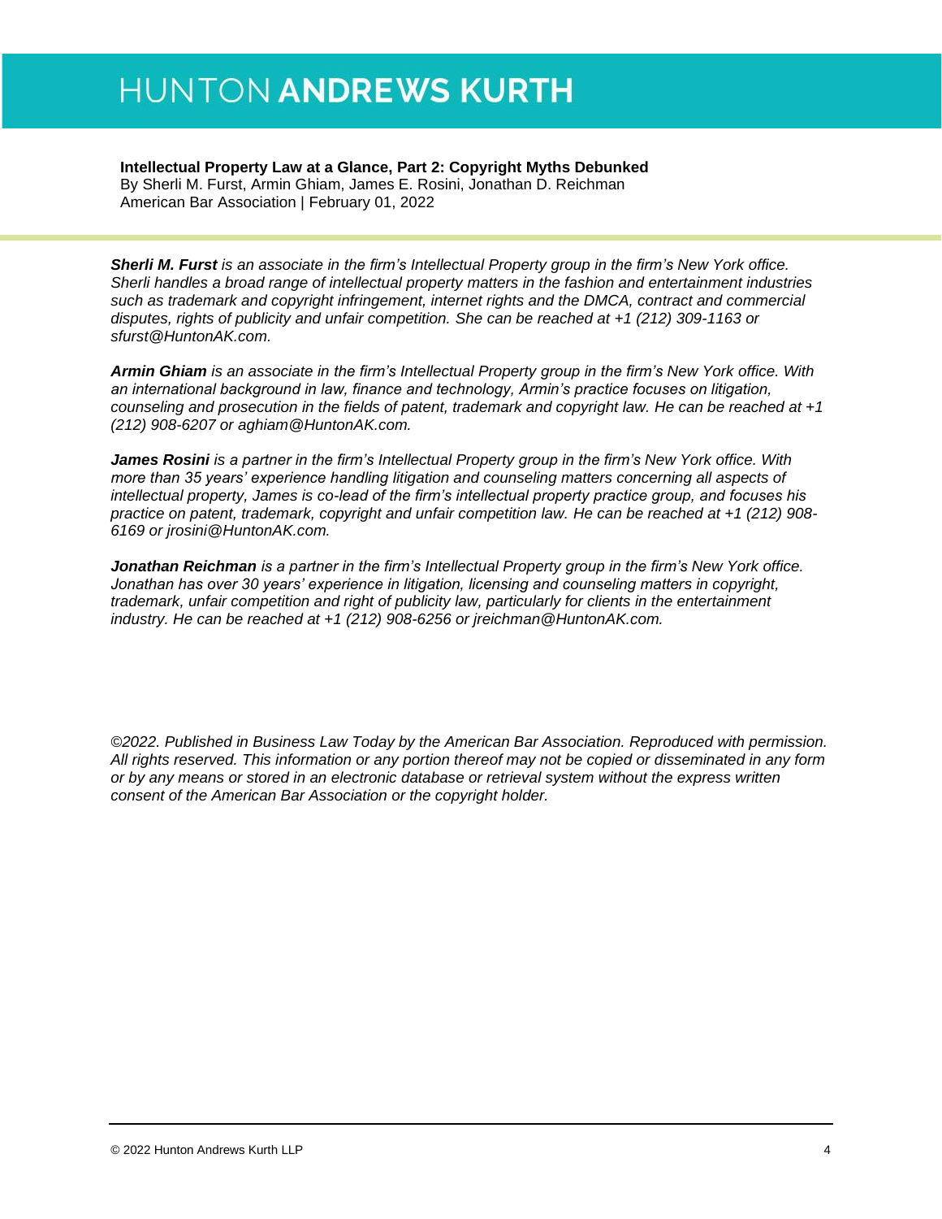**Intellectual Property Law at a Glance, Part 2: Copyright Myths Debunked**
By Sherli M. Furst, Armin Ghiam, James E. Rosini, Jonathan D. Reichman
American Bar Association | February 01, 2022

***Sherli M. Furst*** *is an associate in the firm's Intellectual Property group in the firm's New York office. Sherli handles a broad range of intellectual property matters in the fashion and entertainment industries such as trademark and copyright infringement, internet rights and the DMCA, contract and commercial disputes, rights of publicity and unfair competition. She can be reached at +1 (212) 309-1163 or sfurst@HuntonAK.com.*

***Armin Ghiam*** *is an associate in the firm's Intellectual Property group in the firm's New York office. With an international background in law, finance and technology, Armin's practice focuses on litigation, counseling and prosecution in the fields of patent, trademark and copyright law. He can be reached at +1 (212) 908-6207 or aghiam@HuntonAK.com.*

***James Rosini*** *is a partner in the firm's Intellectual Property group in the firm's New York office. With more than 35 years' experience handling litigation and counseling matters concerning all aspects of intellectual property, James is co-lead of the firm's intellectual property practice group, and focuses his practice on patent, trademark, copyright and unfair competition law. He can be reached at +1 (212) 908-6169 or jrosini@HuntonAK.com.*

***Jonathan Reichman*** *is a partner in the firm's Intellectual Property group in the firm's New York office. Jonathan has over 30 years' experience in litigation, licensing and counseling matters in copyright, trademark, unfair competition and right of publicity law, particularly for clients in the entertainment industry. He can be reached at +1 (212) 908-6256 or jreichman@HuntonAK.com.*

*©2022. Published in Business Law Today by the American Bar Association. Reproduced with permission. All rights reserved. This information or any portion thereof may not be copied or disseminated in any form or by any means or stored in an electronic database or retrieval system without the express written consent of the American Bar Association or the copyright holder.*